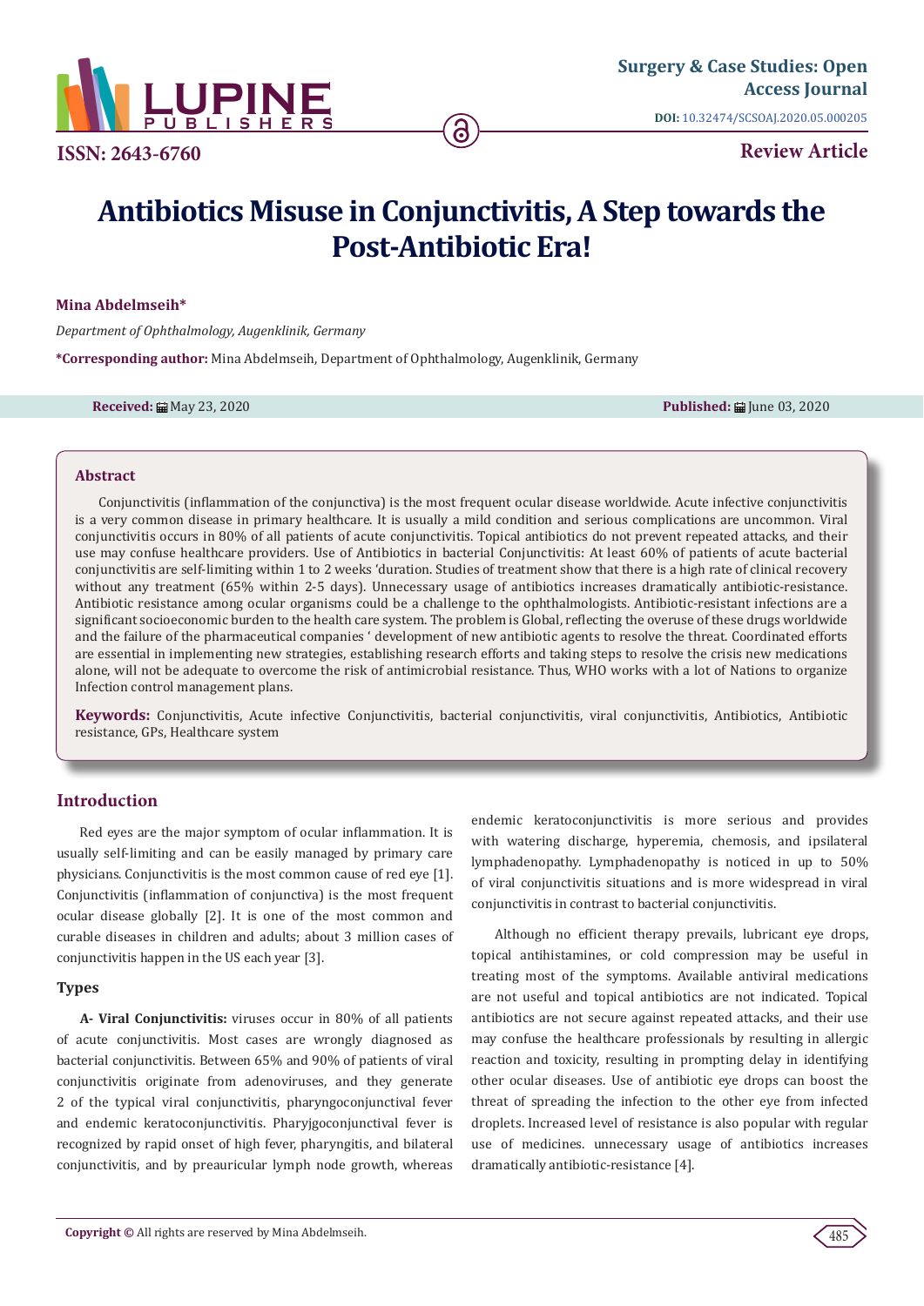Surgery & Case Studies: Open Access Journal

**DOI:** 10.32474/SCSOAJ.2020.05.000205

**ISSN: 2643-6760**

**Review Article**

# Antibiotics Misuse in Conjunctivitis, A Step towards the Post-Antibiotic Era!

**Mina Abdelmseih***

*Department of Ophthalmology, Augenklinik, Germany*

**\*Corresponding author:** Mina Abdelmseih, Department of Ophthalmology, Augenklinik, Germany

**Received:** May 23, 2020 **Published:** June 03, 2020

## Abstract

Conjunctivitis (inflammation of the conjunctiva) is the most frequent ocular disease worldwide. Acute infective conjunctivitis is a very common disease in primary healthcare. It is usually a mild condition and serious complications are uncommon. Viral conjunctivitis occurs in 80% of all patients of acute conjunctivitis. Topical antibiotics do not prevent repeated attacks, and their use may confuse healthcare providers. Use of Antibiotics in bacterial Conjunctivitis: At least 60% of patients of acute bacterial conjunctivitis are self-limiting within 1 to 2 weeks 'duration. Studies of treatment show that there is a high rate of clinical recovery without any treatment (65% within 2-5 days). Unnecessary usage of antibiotics increases dramatically antibiotic-resistance. Antibiotic resistance among ocular organisms could be a challenge to the ophthalmologists. Antibiotic-resistant infections are a significant socioeconomic burden to the health care system. The problem is Global, reflecting the overuse of these drugs worldwide and the failure of the pharmaceutical companies ' development of new antibiotic agents to resolve the threat. Coordinated efforts are essential in implementing new strategies, establishing research efforts and taking steps to resolve the crisis new medications alone, will not be adequate to overcome the risk of antimicrobial resistance. Thus, WHO works with a lot of Nations to organize Infection control management plans.

**Keywords:** Conjunctivitis, Acute infective Conjunctivitis, bacterial conjunctivitis, viral conjunctivitis, Antibiotics, Antibiotic resistance, GPs, Healthcare system

## Introduction

Red eyes are the major symptom of ocular inflammation. It is usually self-limiting and can be easily managed by primary care physicians. Conjunctivitis is the most common cause of red eye [1]. Conjunctivitis (inflammation of conjunctiva) is the most frequent ocular disease globally [2]. It is one of the most common and curable diseases in children and adults; about 3 million cases of conjunctivitis happen in the US each year [3].

### Types

**A- Viral Conjunctivitis:** viruses occur in 80% of all patients of acute conjunctivitis. Most cases are wrongly diagnosed as bacterial conjunctivitis. Between 65% and 90% of patients of viral conjunctivitis originate from adenoviruses, and they generate 2 of the typical viral conjunctivitis, pharyngoconjunctival fever and endemic keratoconjunctivitis. Pharyjgoconjunctival fever is recognized by rapid onset of high fever, pharyngitis, and bilateral conjunctivitis, and by preauricular lymph node growth, whereas endemic keratoconjunctivitis is more serious and provides with watering discharge, hyperemia, chemosis, and ipsilateral lymphadenopathy. Lymphadenopathy is noticed in up to 50% of viral conjunctivitis situations and is more widespread in viral conjunctivitis in contrast to bacterial conjunctivitis.

Although no efficient therapy prevails, lubricant eye drops, topical antihistamines, or cold compression may be useful in treating most of the symptoms. Available antiviral medications are not useful and topical antibiotics are not indicated. Topical antibiotics are not secure against repeated attacks, and their use may confuse the healthcare professionals by resulting in allergic reaction and toxicity, resulting in prompting delay in identifying other ocular diseases. Use of antibiotic eye drops can boost the threat of spreading the infection to the other eye from infected droplets. Increased level of resistance is also popular with regular use of medicines. unnecessary usage of antibiotics increases dramatically antibiotic-resistance [4].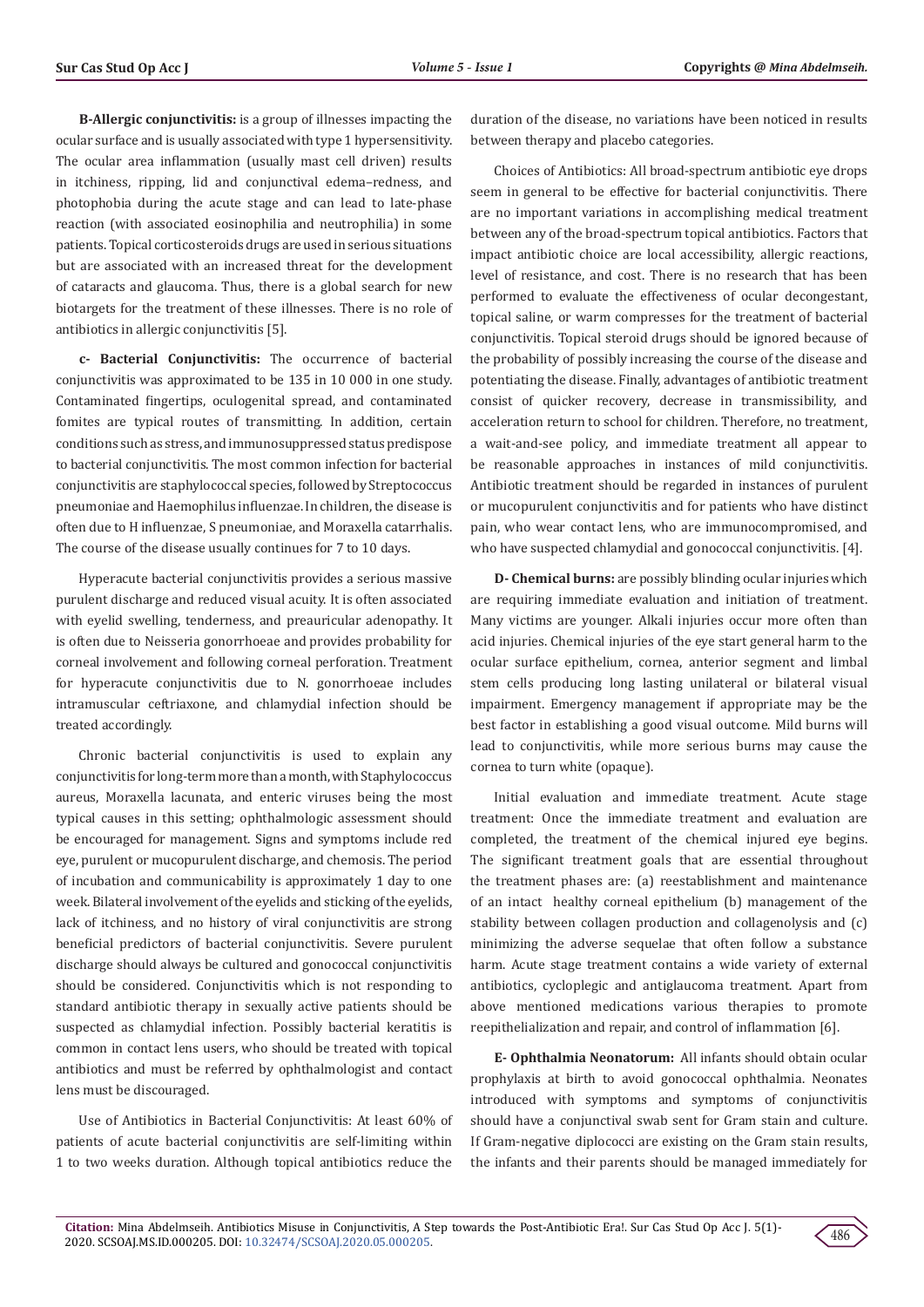**B-Allergic conjunctivitis:** is a group of illnesses impacting the ocular surface and is usually associated with type 1 hypersensitivity. The ocular area inflammation (usually mast cell driven) results in itchiness, ripping, lid and conjunctival edema–redness, and photophobia during the acute stage and can lead to late-phase reaction (with associated eosinophilia and neutrophilia) in some patients. Topical corticosteroids drugs are used in serious situations but are associated with an increased threat for the development of cataracts and glaucoma. Thus, there is a global search for new biotargets for the treatment of these illnesses. There is no role of antibiotics in allergic conjunctivitis [5].

**c- Bacterial Conjunctivitis:** The occurrence of bacterial conjunctivitis was approximated to be 135 in 10 000 in one study. Contaminated fingertips, oculogenital spread, and contaminated fomites are typical routes of transmitting. In addition, certain conditions such as stress, and immunosuppressed status predispose to bacterial conjunctivitis. The most common infection for bacterial conjunctivitis are staphylococcal species, followed by Streptococcus pneumoniae and Haemophilus influenzae. In children, the disease is often due to H influenzae, S pneumoniae, and Moraxella catarrhalis. The course of the disease usually continues for 7 to 10 days.

Hyperacute bacterial conjunctivitis provides a serious massive purulent discharge and reduced visual acuity. It is often associated with eyelid swelling, tenderness, and preauricular adenopathy. It is often due to Neisseria gonorrhoeae and provides probability for corneal involvement and following corneal perforation. Treatment for hyperacute conjunctivitis due to N. gonorrhoeae includes intramuscular ceftriaxone, and chlamydial infection should be treated accordingly.

Chronic bacterial conjunctivitis is used to explain any conjunctivitis for long-term more than a month, with Staphylococcus aureus, Moraxella lacunata, and enteric viruses being the most typical causes in this setting; ophthalmologic assessment should be encouraged for management. Signs and symptoms include red eye, purulent or mucopurulent discharge, and chemosis. The period of incubation and communicability is approximately 1 day to one week. Bilateral involvement of the eyelids and sticking of the eyelids, lack of itchiness, and no history of viral conjunctivitis are strong beneficial predictors of bacterial conjunctivitis. Severe purulent discharge should always be cultured and gonococcal conjunctivitis should be considered. Conjunctivitis which is not responding to standard antibiotic therapy in sexually active patients should be suspected as chlamydial infection. Possibly bacterial keratitis is common in contact lens users, who should be treated with topical antibiotics and must be referred by ophthalmologist and contact lens must be discouraged.

Use of Antibiotics in Bacterial Conjunctivitis: At least 60% of patients of acute bacterial conjunctivitis are self-limiting within 1 to two weeks duration. Although topical antibiotics reduce the duration of the disease, no variations have been noticed in results between therapy and placebo categories.

Choices of Antibiotics: All broad-spectrum antibiotic eye drops seem in general to be effective for bacterial conjunctivitis. There are no important variations in accomplishing medical treatment between any of the broad-spectrum topical antibiotics. Factors that impact antibiotic choice are local accessibility, allergic reactions, level of resistance, and cost. There is no research that has been performed to evaluate the effectiveness of ocular decongestant, topical saline, or warm compresses for the treatment of bacterial conjunctivitis. Topical steroid drugs should be ignored because of the probability of possibly increasing the course of the disease and potentiating the disease. Finally, advantages of antibiotic treatment consist of quicker recovery, decrease in transmissibility, and acceleration return to school for children. Therefore, no treatment, a wait-and-see policy, and immediate treatment all appear to be reasonable approaches in instances of mild conjunctivitis. Antibiotic treatment should be regarded in instances of purulent or mucopurulent conjunctivitis and for patients who have distinct pain, who wear contact lens, who are immunocompromised, and who have suspected chlamydial and gonococcal conjunctivitis. [4].

**D- Chemical burns:** are possibly blinding ocular injuries which are requiring immediate evaluation and initiation of treatment. Many victims are younger. Alkali injuries occur more often than acid injuries. Chemical injuries of the eye start general harm to the ocular surface epithelium, cornea, anterior segment and limbal stem cells producing long lasting unilateral or bilateral visual impairment. Emergency management if appropriate may be the best factor in establishing a good visual outcome. Mild burns will lead to conjunctivitis, while more serious burns may cause the cornea to turn white (opaque).

Initial evaluation and immediate treatment. Acute stage treatment: Once the immediate treatment and evaluation are completed, the treatment of the chemical injured eye begins. The significant treatment goals that are essential throughout the treatment phases are: (a) reestablishment and maintenance of an intact healthy corneal epithelium (b) management of the stability between collagen production and collagenolysis and (c) minimizing the adverse sequelae that often follow a substance harm. Acute stage treatment contains a wide variety of external antibiotics, cycloplegic and antiglaucoma treatment. Apart from above mentioned medications various therapies to promote reepithelialization and repair, and control of inflammation [6].

**E- Ophthalmia Neonatorum:** All infants should obtain ocular prophylaxis at birth to avoid gonococcal ophthalmia. Neonates introduced with symptoms and symptoms of conjunctivitis should have a conjunctival swab sent for Gram stain and culture. If Gram-negative diplococci are existing on the Gram stain results, the infants and their parents should be managed immediately for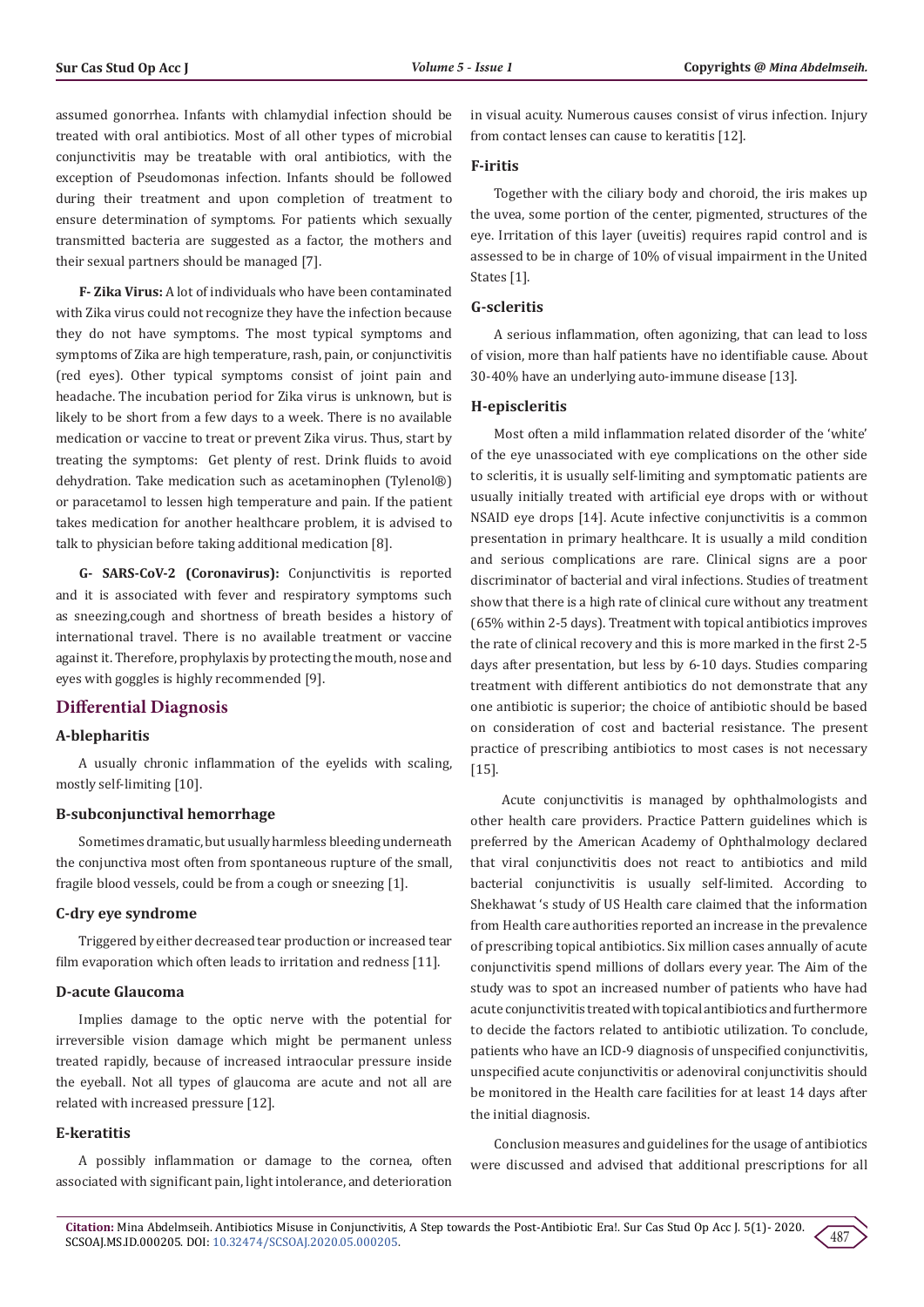assumed gonorrhea. Infants with chlamydial infection should be treated with oral antibiotics. Most of all other types of microbial conjunctivitis may be treatable with oral antibiotics, with the exception of Pseudomonas infection. Infants should be followed during their treatment and upon completion of treatment to ensure determination of symptoms. For patients which sexually transmitted bacteria are suggested as a factor, the mothers and their sexual partners should be managed [7].

**F- Zika Virus:** A lot of individuals who have been contaminated with Zika virus could not recognize they have the infection because they do not have symptoms. The most typical symptoms and symptoms of Zika are high temperature, rash, pain, or conjunctivitis (red eyes). Other typical symptoms consist of joint pain and headache. The incubation period for Zika virus is unknown, but is likely to be short from a few days to a week. There is no available medication or vaccine to treat or prevent Zika virus. Thus, start by treating the symptoms: Get plenty of rest. Drink fluids to avoid dehydration. Take medication such as acetaminophen (Tylenol®) or paracetamol to lessen high temperature and pain. If the patient takes medication for another healthcare problem, it is advised to talk to physician before taking additional medication [8].

**G- SARS-CoV-2 (Coronavirus):** Conjunctivitis is reported and it is associated with fever and respiratory symptoms such as sneezing,cough and shortness of breath besides a history of international travel. There is no available treatment or vaccine against it. Therefore, prophylaxis by protecting the mouth, nose and eyes with goggles is highly recommended [9].

## Differential Diagnosis

### A-blepharitis

A usually chronic inflammation of the eyelids with scaling, mostly self-limiting [10].

### B-subconjunctival hemorrhage

Sometimes dramatic, but usually harmless bleeding underneath the conjunctiva most often from spontaneous rupture of the small, fragile blood vessels, could be from a cough or sneezing [1].

### C-dry eye syndrome

Triggered by either decreased tear production or increased tear film evaporation which often leads to irritation and redness [11].

### D-acute Glaucoma

Implies damage to the optic nerve with the potential for irreversible vision damage which might be permanent unless treated rapidly, because of increased intraocular pressure inside the eyeball. Not all types of glaucoma are acute and not all are related with increased pressure [12].

### E-keratitis

A possibly inflammation or damage to the cornea, often associated with significant pain, light intolerance, and deterioration in visual acuity. Numerous causes consist of virus infection. Injury from contact lenses can cause to keratitis [12].

### F-iritis

Together with the ciliary body and choroid, the iris makes up the uvea, some portion of the center, pigmented, structures of the eye. Irritation of this layer (uveitis) requires rapid control and is assessed to be in charge of 10% of visual impairment in the United States [1].

### G-scleritis

A serious inflammation, often agonizing, that can lead to loss of vision, more than half patients have no identifiable cause. About 30-40% have an underlying auto-immune disease [13].

### H-episcleritis

Most often a mild inflammation related disorder of the 'white' of the eye unassociated with eye complications on the other side to scleritis, it is usually self-limiting and symptomatic patients are usually initially treated with artificial eye drops with or without NSAID eye drops [14]. Acute infective conjunctivitis is a common presentation in primary healthcare. It is usually a mild condition and serious complications are rare. Clinical signs are a poor discriminator of bacterial and viral infections. Studies of treatment show that there is a high rate of clinical cure without any treatment (65% within 2-5 days). Treatment with topical antibiotics improves the rate of clinical recovery and this is more marked in the first 2-5 days after presentation, but less by 6-10 days. Studies comparing treatment with different antibiotics do not demonstrate that any one antibiotic is superior; the choice of antibiotic should be based on consideration of cost and bacterial resistance. The present practice of prescribing antibiotics to most cases is not necessary [15].

Acute conjunctivitis is managed by ophthalmologists and other health care providers. Practice Pattern guidelines which is preferred by the American Academy of Ophthalmology declared that viral conjunctivitis does not react to antibiotics and mild bacterial conjunctivitis is usually self-limited. According to Shekhawat 's study of US Health care claimed that the information from Health care authorities reported an increase in the prevalence of prescribing topical antibiotics. Six million cases annually of acute conjunctivitis spend millions of dollars every year. The Aim of the study was to spot an increased number of patients who have had acute conjunctivitis treated with topical antibiotics and furthermore to decide the factors related to antibiotic utilization. To conclude, patients who have an ICD-9 diagnosis of unspecified conjunctivitis, unspecified acute conjunctivitis or adenoviral conjunctivitis should be monitored in the Health care facilities for at least 14 days after the initial diagnosis.

Conclusion measures and guidelines for the usage of antibiotics were discussed and advised that additional prescriptions for all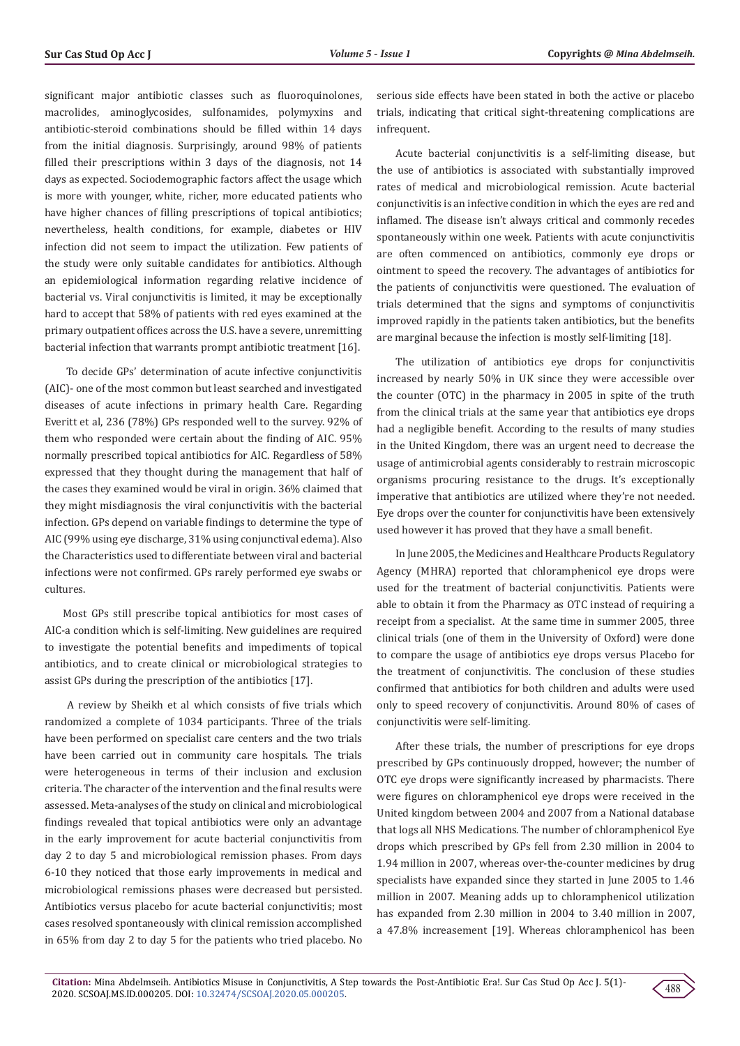significant major antibiotic classes such as fluoroquinolones, macrolides, aminoglycosides, sulfonamides, polymyxins and antibiotic-steroid combinations should be filled within 14 days from the initial diagnosis. Surprisingly, around 98% of patients filled their prescriptions within 3 days of the diagnosis, not 14 days as expected. Sociodemographic factors affect the usage which is more with younger, white, richer, more educated patients who have higher chances of filling prescriptions of topical antibiotics; nevertheless, health conditions, for example, diabetes or HIV infection did not seem to impact the utilization. Few patients of the study were only suitable candidates for antibiotics. Although an epidemiological information regarding relative incidence of bacterial vs. Viral conjunctivitis is limited, it may be exceptionally hard to accept that 58% of patients with red eyes examined at the primary outpatient offices across the U.S. have a severe, unremitting bacterial infection that warrants prompt antibiotic treatment [16].

To decide GPs' determination of acute infective conjunctivitis (AIC)- one of the most common but least searched and investigated diseases of acute infections in primary health Care. Regarding Everitt et al, 236 (78%) GPs responded well to the survey. 92% of them who responded were certain about the finding of AIC. 95% normally prescribed topical antibiotics for AIC. Regardless of 58% expressed that they thought during the management that half of the cases they examined would be viral in origin. 36% claimed that they might misdiagnosis the viral conjunctivitis with the bacterial infection. GPs depend on variable findings to determine the type of AIC (99% using eye discharge, 31% using conjunctival edema). Also the Characteristics used to differentiate between viral and bacterial infections were not confirmed. GPs rarely performed eye swabs or cultures.

Most GPs still prescribe topical antibiotics for most cases of AIC-a condition which is self-limiting. New guidelines are required to investigate the potential benefits and impediments of topical antibiotics, and to create clinical or microbiological strategies to assist GPs during the prescription of the antibiotics [17].

A review by Sheikh et al which consists of five trials which randomized a complete of 1034 participants. Three of the trials have been performed on specialist care centers and the two trials have been carried out in community care hospitals. The trials were heterogeneous in terms of their inclusion and exclusion criteria. The character of the intervention and the final results were assessed. Meta-analyses of the study on clinical and microbiological findings revealed that topical antibiotics were only an advantage in the early improvement for acute bacterial conjunctivitis from day 2 to day 5 and microbiological remission phases. From days 6-10 they noticed that those early improvements in medical and microbiological remissions phases were decreased but persisted. Antibiotics versus placebo for acute bacterial conjunctivitis; most cases resolved spontaneously with clinical remission accomplished in 65% from day 2 to day 5 for the patients who tried placebo. No serious side effects have been stated in both the active or placebo trials, indicating that critical sight-threatening complications are infrequent.

Acute bacterial conjunctivitis is a self-limiting disease, but the use of antibiotics is associated with substantially improved rates of medical and microbiological remission. Acute bacterial conjunctivitis is an infective condition in which the eyes are red and inflamed. The disease isn't always critical and commonly recedes spontaneously within one week. Patients with acute conjunctivitis are often commenced on antibiotics, commonly eye drops or ointment to speed the recovery. The advantages of antibiotics for the patients of conjunctivitis were questioned. The evaluation of trials determined that the signs and symptoms of conjunctivitis improved rapidly in the patients taken antibiotics, but the benefits are marginal because the infection is mostly self-limiting [18].

The utilization of antibiotics eye drops for conjunctivitis increased by nearly 50% in UK since they were accessible over the counter (OTC) in the pharmacy in 2005 in spite of the truth from the clinical trials at the same year that antibiotics eye drops had a negligible benefit. According to the results of many studies in the United Kingdom, there was an urgent need to decrease the usage of antimicrobial agents considerably to restrain microscopic organisms procuring resistance to the drugs. It's exceptionally imperative that antibiotics are utilized where they're not needed. Eye drops over the counter for conjunctivitis have been extensively used however it has proved that they have a small benefit.

In June 2005, the Medicines and Healthcare Products Regulatory Agency (MHRA) reported that chloramphenicol eye drops were used for the treatment of bacterial conjunctivitis. Patients were able to obtain it from the Pharmacy as OTC instead of requiring a receipt from a specialist. At the same time in summer 2005, three clinical trials (one of them in the University of Oxford) were done to compare the usage of antibiotics eye drops versus Placebo for the treatment of conjunctivitis. The conclusion of these studies confirmed that antibiotics for both children and adults were used only to speed recovery of conjunctivitis. Around 80% of cases of conjunctivitis were self-limiting.

After these trials, the number of prescriptions for eye drops prescribed by GPs continuously dropped, however; the number of OTC eye drops were significantly increased by pharmacists. There were figures on chloramphenicol eye drops were received in the United kingdom between 2004 and 2007 from a National database that logs all NHS Medications. The number of chloramphenicol Eye drops which prescribed by GPs fell from 2.30 million in 2004 to 1.94 million in 2007, whereas over-the-counter medicines by drug specialists have expanded since they started in June 2005 to 1.46 million in 2007. Meaning adds up to chloramphenicol utilization has expanded from 2.30 million in 2004 to 3.40 million in 2007, a 47.8% increasement [19]. Whereas chloramphenicol has been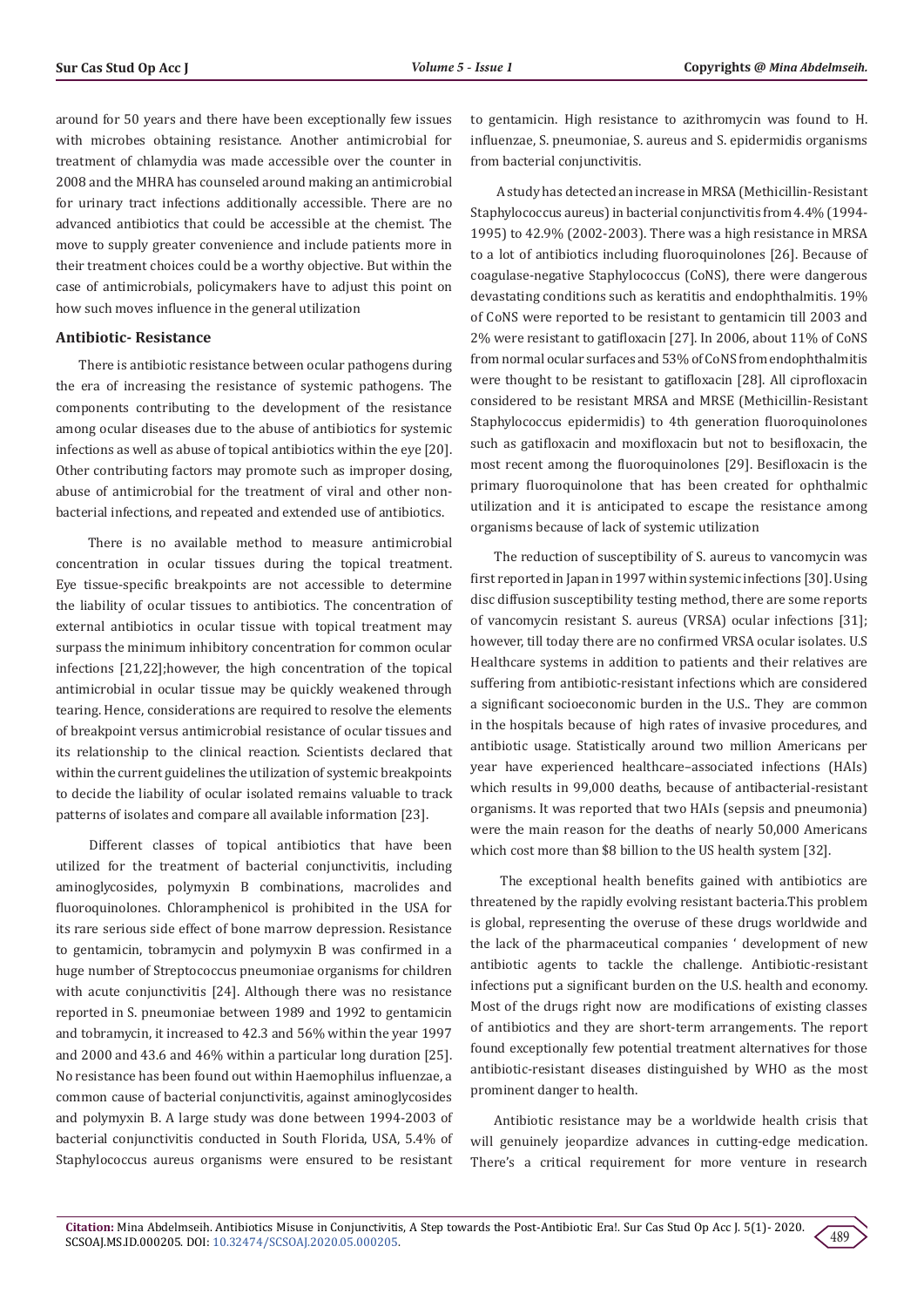around for 50 years and there have been exceptionally few issues with microbes obtaining resistance. Another antimicrobial for treatment of chlamydia was made accessible over the counter in 2008 and the MHRA has counseled around making an antimicrobial for urinary tract infections additionally accessible. There are no advanced antibiotics that could be accessible at the chemist. The move to supply greater convenience and include patients more in their treatment choices could be a worthy objective. But within the case of antimicrobials, policymakers have to adjust this point on how such moves influence in the general utilization

## Antibiotic- Resistance

There is antibiotic resistance between ocular pathogens during the era of increasing the resistance of systemic pathogens. The components contributing to the development of the resistance among ocular diseases due to the abuse of antibiotics for systemic infections as well as abuse of topical antibiotics within the eye [20]. Other contributing factors may promote such as improper dosing, abuse of antimicrobial for the treatment of viral and other non-bacterial infections, and repeated and extended use of antibiotics.

There is no available method to measure antimicrobial concentration in ocular tissues during the topical treatment. Eye tissue-specific breakpoints are not accessible to determine the liability of ocular tissues to antibiotics. The concentration of external antibiotics in ocular tissue with topical treatment may surpass the minimum inhibitory concentration for common ocular infections [21,22];however, the high concentration of the topical antimicrobial in ocular tissue may be quickly weakened through tearing. Hence, considerations are required to resolve the elements of breakpoint versus antimicrobial resistance of ocular tissues and its relationship to the clinical reaction. Scientists declared that within the current guidelines the utilization of systemic breakpoints to decide the liability of ocular isolated remains valuable to track patterns of isolates and compare all available information [23].

Different classes of topical antibiotics that have been utilized for the treatment of bacterial conjunctivitis, including aminoglycosides, polymyxin B combinations, macrolides and fluoroquinolones. Chloramphenicol is prohibited in the USA for its rare serious side effect of bone marrow depression. Resistance to gentamicin, tobramycin and polymyxin B was confirmed in a huge number of Streptococcus pneumoniae organisms for children with acute conjunctivitis [24]. Although there was no resistance reported in S. pneumoniae between 1989 and 1992 to gentamicin and tobramycin, it increased to 42.3 and 56% within the year 1997 and 2000 and 43.6 and 46% within a particular long duration [25]. No resistance has been found out within Haemophilus influenzae, a common cause of bacterial conjunctivitis, against aminoglycosides and polymyxin B. A large study was done between 1994-2003 of bacterial conjunctivitis conducted in South Florida, USA, 5.4% of Staphylococcus aureus organisms were ensured to be resistant to gentamicin. High resistance to azithromycin was found to H. influenzae, S. pneumoniae, S. aureus and S. epidermidis organisms from bacterial conjunctivitis.

A study has detected an increase in MRSA (Methicillin-Resistant Staphylococcus aureus) in bacterial conjunctivitis from 4.4% (1994-1995) to 42.9% (2002-2003). There was a high resistance in MRSA to a lot of antibiotics including fluoroquinolones [26]. Because of coagulase-negative Staphylococcus (CoNS), there were dangerous devastating conditions such as keratitis and endophthalmitis. 19% of CoNS were reported to be resistant to gentamicin till 2003 and 2% were resistant to gatifloxacin [27]. In 2006, about 11% of CoNS from normal ocular surfaces and 53% of CoNS from endophthalmitis were thought to be resistant to gatifloxacin [28]. All ciprofloxacin considered to be resistant MRSA and MRSE (Methicillin-Resistant Staphylococcus epidermidis) to 4th generation fluoroquinolones such as gatifloxacin and moxifloxacin but not to besifloxacin, the most recent among the fluoroquinolones [29]. Besifloxacin is the primary fluoroquinolone that has been created for ophthalmic utilization and it is anticipated to escape the resistance among organisms because of lack of systemic utilization

The reduction of susceptibility of S. aureus to vancomycin was first reported in Japan in 1997 within systemic infections [30]. Using disc diffusion susceptibility testing method, there are some reports of vancomycin resistant S. aureus (VRSA) ocular infections [31]; however, till today there are no confirmed VRSA ocular isolates. U.S Healthcare systems in addition to patients and their relatives are suffering from antibiotic-resistant infections which are considered a significant socioeconomic burden in the U.S.. They are common in the hospitals because of high rates of invasive procedures, and antibiotic usage. Statistically around two million Americans per year have experienced healthcare–associated infections (HAIs) which results in 99,000 deaths, because of antibacterial-resistant organisms. It was reported that two HAIs (sepsis and pneumonia) were the main reason for the deaths of nearly 50,000 Americans which cost more than $8 billion to the US health system [32].

The exceptional health benefits gained with antibiotics are threatened by the rapidly evolving resistant bacteria.This problem is global, representing the overuse of these drugs worldwide and the lack of the pharmaceutical companies ' development of new antibiotic agents to tackle the challenge. Antibiotic-resistant infections put a significant burden on the U.S. health and economy. Most of the drugs right now are modifications of existing classes of antibiotics and they are short-term arrangements. The report found exceptionally few potential treatment alternatives for those antibiotic-resistant diseases distinguished by WHO as the most prominent danger to health.

Antibiotic resistance may be a worldwide health crisis that will genuinely jeopardize advances in cutting-edge medication. There's a critical requirement for more venture in research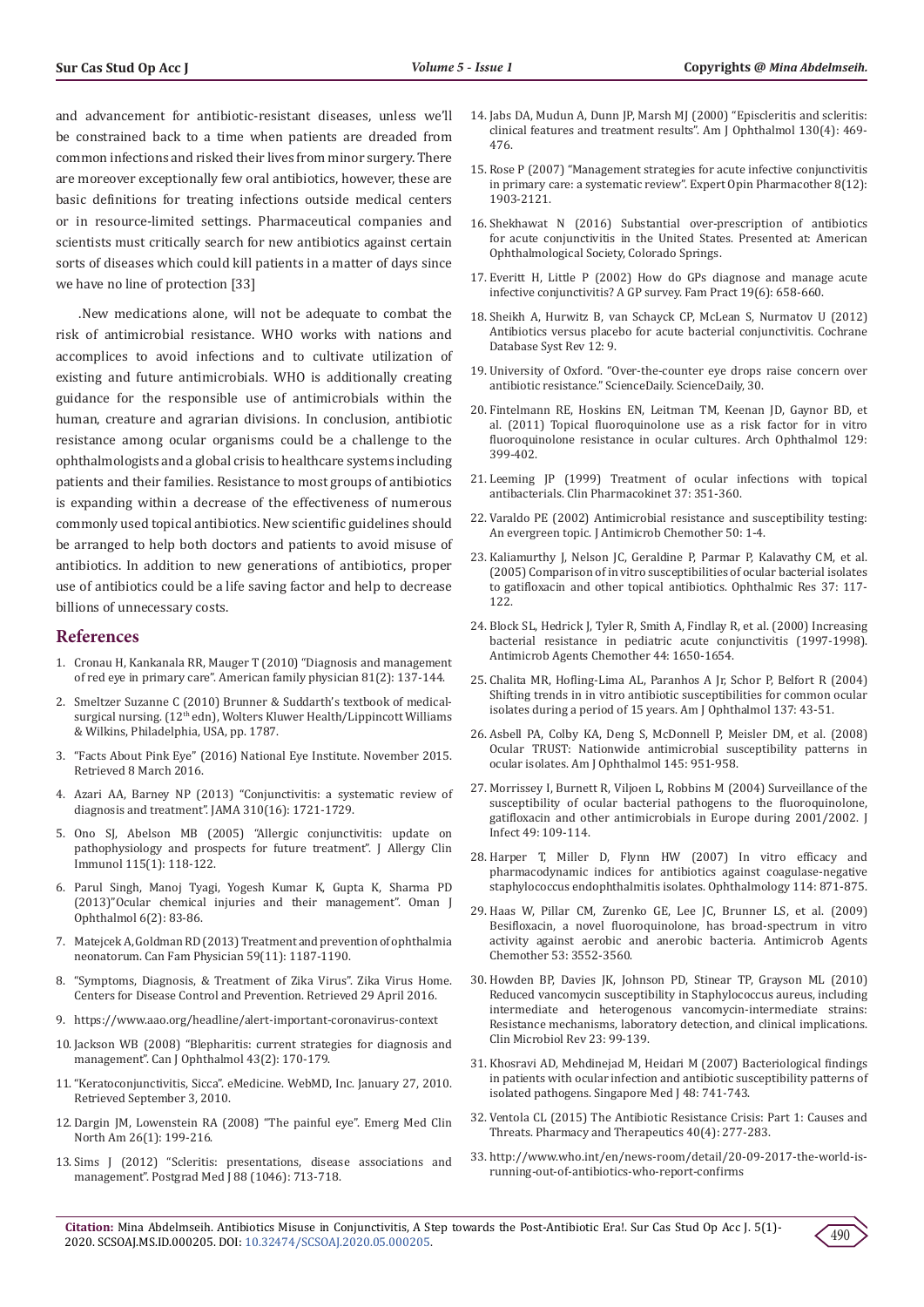and advancement for antibiotic-resistant diseases, unless we'll be constrained back to a time when patients are dreaded from common infections and risked their lives from minor surgery. There are moreover exceptionally few oral antibiotics, however, these are basic definitions for treating infections outside medical centers or in resource-limited settings. Pharmaceutical companies and scientists must critically search for new antibiotics against certain sorts of diseases which could kill patients in a matter of days since we have no line of protection [33]

.New medications alone, will not be adequate to combat the risk of antimicrobial resistance. WHO works with nations and accomplices to avoid infections and to cultivate utilization of existing and future antimicrobials. WHO is additionally creating guidance for the responsible use of antimicrobials within the human, creature and agrarian divisions. In conclusion, antibiotic resistance among ocular organisms could be a challenge to the ophthalmologists and a global crisis to healthcare systems including patients and their families. Resistance to most groups of antibiotics is expanding within a decrease of the effectiveness of numerous commonly used topical antibiotics. New scientific guidelines should be arranged to help both doctors and patients to avoid misuse of antibiotics. In addition to new generations of antibiotics, proper use of antibiotics could be a life saving factor and help to decrease billions of unnecessary costs.

## References

1. Cronau H, Kankanala RR, Mauger T (2010) "Diagnosis and management of red eye in primary care". American family physician 81(2): 137-144.
2. Smeltzer Suzanne C (2010) Brunner & Suddarth's textbook of medical-surgical nursing. (12th edn), Wolters Kluwer Health/Lippincott Williams & Wilkins, Philadelphia, USA, pp. 1787.
3. "Facts About Pink Eye" (2016) National Eye Institute. November 2015. Retrieved 8 March 2016.
4. Azari AA, Barney NP (2013) "Conjunctivitis: a systematic review of diagnosis and treatment". JAMA 310(16): 1721-1729.
5. Ono SJ, Abelson MB (2005) "Allergic conjunctivitis: update on pathophysiology and prospects for future treatment". J Allergy Clin Immunol 115(1): 118-122.
6. Parul Singh, Manoj Tyagi, Yogesh Kumar K, Gupta K, Sharma PD (2013)"Ocular chemical injuries and their management". Oman J Ophthalmol 6(2): 83-86.
7. Matejcek A, Goldman RD (2013) Treatment and prevention of ophthalmia neonatorum. Can Fam Physician 59(11): 1187-1190.
8. "Symptoms, Diagnosis, & Treatment of Zika Virus". Zika Virus Home. Centers for Disease Control and Prevention. Retrieved 29 April 2016.
9. https://www.aao.org/headline/alert-important-coronavirus-context
10. Jackson WB (2008) "Blepharitis: current strategies for diagnosis and management". Can J Ophthalmol 43(2): 170-179.
11. "Keratoconjunctivitis, Sicca". eMedicine. WebMD, Inc. January 27, 2010. Retrieved September 3, 2010.
12. Dargin JM, Lowenstein RA (2008) "The painful eye". Emerg Med Clin North Am 26(1): 199-216.
13. Sims J (2012) "Scleritis: presentations, disease associations and management". Postgrad Med J 88 (1046): 713-718.
14. Jabs DA, Mudun A, Dunn JP, Marsh MJ (2000) "Episcleritis and scleritis: clinical features and treatment results". Am J Ophthalmol 130(4): 469-476.
15. Rose P (2007) "Management strategies for acute infective conjunctivitis in primary care: a systematic review". Expert Opin Pharmacother 8(12): 1903-2121.
16. Shekhawat N (2016) Substantial over-prescription of antibiotics for acute conjunctivitis in the United States. Presented at: American Ophthalmological Society, Colorado Springs.
17. Everitt H, Little P (2002) How do GPs diagnose and manage acute infective conjunctivitis? A GP survey. Fam Pract 19(6): 658-660.
18. Sheikh A, Hurwitz B, van Schayck CP, McLean S, Nurmatov U (2012) Antibiotics versus placebo for acute bacterial conjunctivitis. Cochrane Database Syst Rev 12: 9.
19. University of Oxford. "Over-the-counter eye drops raise concern over antibiotic resistance." ScienceDaily. ScienceDaily, 30.
20. Fintelmann RE, Hoskins EN, Leitman TM, Keenan JD, Gaynor BD, et al. (2011) Topical fluoroquinolone use as a risk factor for in vitro fluoroquinolone resistance in ocular cultures. Arch Ophthalmol 129: 399-402.
21. Leeming JP (1999) Treatment of ocular infections with topical antibacterials. Clin Pharmacokinet 37: 351-360.
22. Varaldo PE (2002) Antimicrobial resistance and susceptibility testing: An evergreen topic. J Antimicrob Chemother 50: 1-4.
23. Kaliamurthy J, Nelson JC, Geraldine P, Parmar P, Kalavathy CM, et al. (2005) Comparison of in vitro susceptibilities of ocular bacterial isolates to gatifloxacin and other topical antibiotics. Ophthalmic Res 37: 117-122.
24. Block SL, Hedrick J, Tyler R, Smith A, Findlay R, et al. (2000) Increasing bacterial resistance in pediatric acute conjunctivitis (1997-1998). Antimicrob Agents Chemother 44: 1650-1654.
25. Chalita MR, Hofling-Lima AL, Paranhos A Jr, Schor P, Belfort R (2004) Shifting trends in in vitro antibiotic susceptibilities for common ocular isolates during a period of 15 years. Am J Ophthalmol 137: 43-51.
26. Asbell PA, Colby KA, Deng S, McDonnell P, Meisler DM, et al. (2008) Ocular TRUST: Nationwide antimicrobial susceptibility patterns in ocular isolates. Am J Ophthalmol 145: 951-958.
27. Morrissey I, Burnett R, Viljoen L, Robbins M (2004) Surveillance of the susceptibility of ocular bacterial pathogens to the fluoroquinolone, gatifloxacin and other antimicrobials in Europe during 2001/2002. J Infect 49: 109-114.
28. Harper T, Miller D, Flynn HW (2007) In vitro efficacy and pharmacodynamic indices for antibiotics against coagulase-negative staphylococcus endophthalmitis isolates. Ophthalmology 114: 871-875.
29. Haas W, Pillar CM, Zurenko GE, Lee JC, Brunner LS, et al. (2009) Besifloxacin, a novel fluoroquinolone, has broad-spectrum in vitro activity against aerobic and anerobic bacteria. Antimicrob Agents Chemother 53: 3552-3560.
30. Howden BP, Davies JK, Johnson PD, Stinear TP, Grayson ML (2010) Reduced vancomycin susceptibility in Staphylococcus aureus, including intermediate and heterogenous vancomycin-intermediate strains: Resistance mechanisms, laboratory detection, and clinical implications. Clin Microbiol Rev 23: 99-139.
31. Khosravi AD, Mehdinejad M, Heidari M (2007) Bacteriological findings in patients with ocular infection and antibiotic susceptibility patterns of isolated pathogens. Singapore Med J 48: 741-743.
32. Ventola CL (2015) The Antibiotic Resistance Crisis: Part 1: Causes and Threats. Pharmacy and Therapeutics 40(4): 277-283.
33. http://www.who.int/en/news-room/detail/20-09-2017-the-world-is-running-out-of-antibiotics-who-report-confirms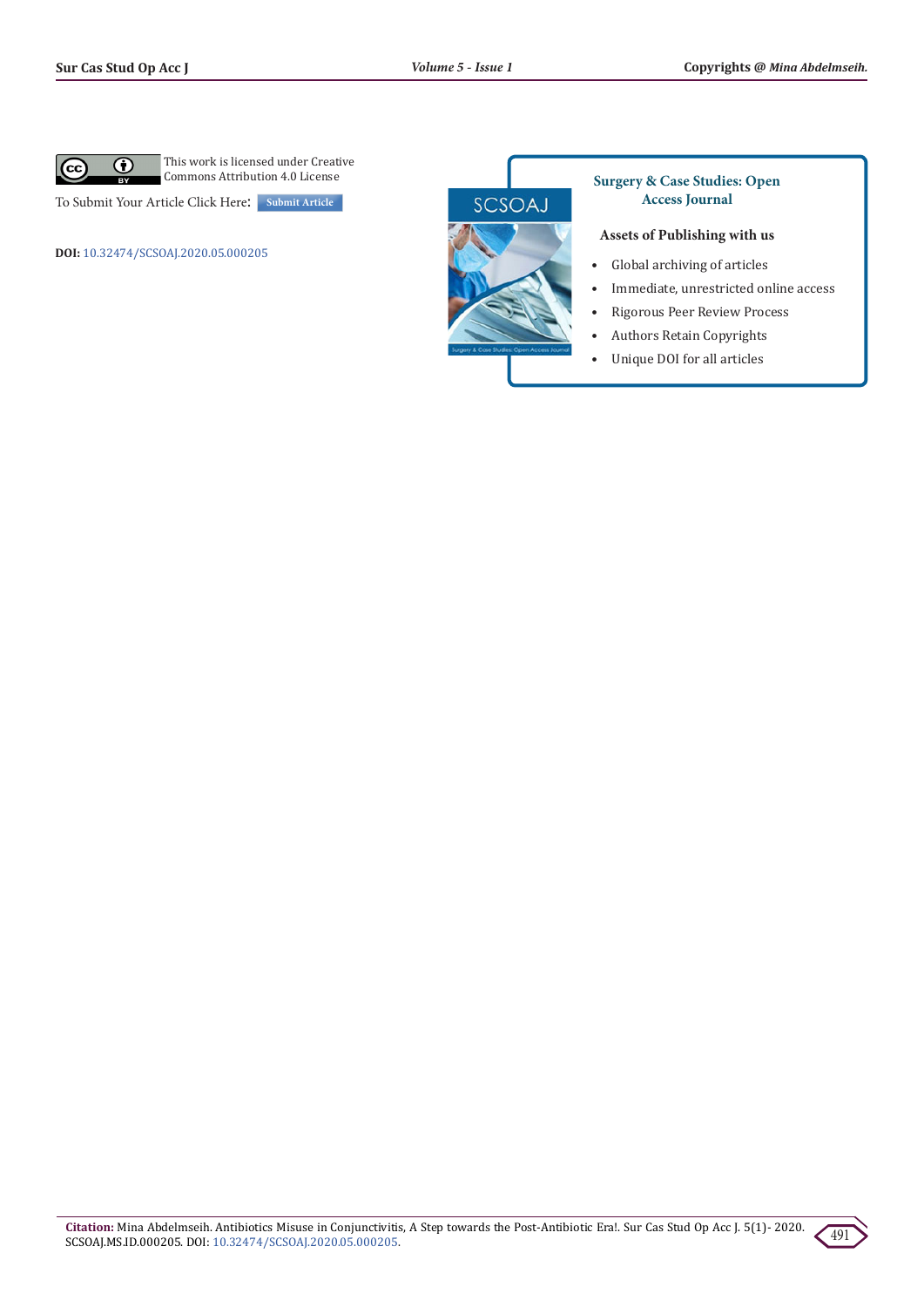This work is licensed under Creative Commons Attribution 4.0 License

To Submit Your Article Click Here: Submit Article

**DOI:** 10.32474/SCSOAJ.2020.05.000205

**Surgery & Case Studies: Open Access Journal**

**Assets of Publishing with us**

- Global archiving of articles
- Immediate, unrestricted online access
- Rigorous Peer Review Process
- Authors Retain Copyrights
- Unique DOI for all articles

**Citation:** Mina Abdelmseih. Antibiotics Misuse in Conjunctivitis, A Step towards the Post-Antibiotic Era!. Sur Cas Stud Op Acc J. 5(1)- 2020. SCSOAJ.MS.ID.000205. DOI: 10.32474/SCSOAJ.2020.05.000205.